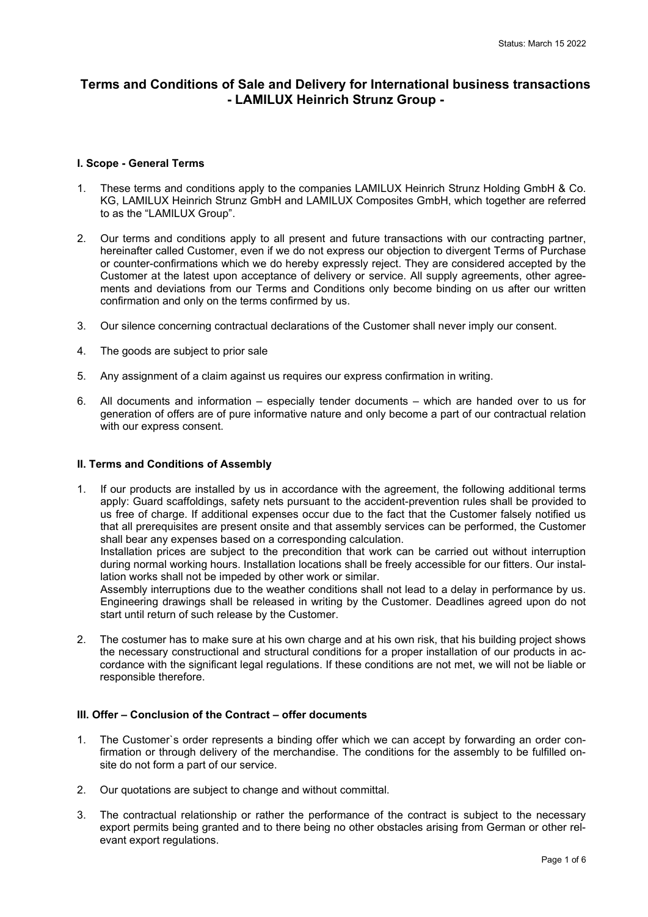Status: March 15 2022

# Terms and Conditions of Sale and Delivery for International business transactions - LAMILUX Heinrich Strunz Group -

## I. Scope - General Terms

1. These terms and conditions apply to the companies LAMILUX Heinrich Strunz Holding GmbH & Co. KG, LAMILUX Heinrich Strunz GmbH and LAMILUX Composites GmbH, which together are referred to as the "LAMILUX Group".
2. Our terms and conditions apply to all present and future transactions with our contracting partner, hereinafter called Customer, even if we do not express our objection to divergent Terms of Purchase or counter-confirmations which we do hereby expressly reject. They are considered accepted by the Customer at the latest upon acceptance of delivery or service. All supply agreements, other agreements and deviations from our Terms and Conditions only become binding on us after our written confirmation and only on the terms confirmed by us.
3. Our silence concerning contractual declarations of the Customer shall never imply our consent.
4. The goods are subject to prior sale
5. Any assignment of a claim against us requires our express confirmation in writing.
6. All documents and information – especially tender documents – which are handed over to us for generation of offers are of pure informative nature and only become a part of our contractual relation with our express consent.

## II. Terms and Conditions of Assembly

1. If our products are installed by us in accordance with the agreement, the following additional terms apply: Guard scaffoldings, safety nets pursuant to the accident-prevention rules shall be provided to us free of charge. If additional expenses occur due to the fact that the Customer falsely notified us that all prerequisites are present onsite and that assembly services can be performed, the Customer shall bear any expenses based on a corresponding calculation.
   Installation prices are subject to the precondition that work can be carried out without interruption during normal working hours. Installation locations shall be freely accessible for our fitters. Our installation works shall not be impeded by other work or similar.
   Assembly interruptions due to the weather conditions shall not lead to a delay in performance by us. Engineering drawings shall be released in writing by the Customer. Deadlines agreed upon do not start until return of such release by the Customer.
2. The costumer has to make sure at his own charge and at his own risk, that his building project shows the necessary constructional and structural conditions for a proper installation of our products in accordance with the significant legal regulations. If these conditions are not met, we will not be liable or responsible therefore.

## III. Offer – Conclusion of the Contract – offer documents

1. The Customer`s order represents a binding offer which we can accept by forwarding an order confirmation or through delivery of the merchandise. The conditions for the assembly to be fulfilled onsite do not form a part of our service.
2. Our quotations are subject to change and without committal.
3. The contractual relationship or rather the performance of the contract is subject to the necessary export permits being granted and to there being no other obstacles arising from German or other relevant export regulations.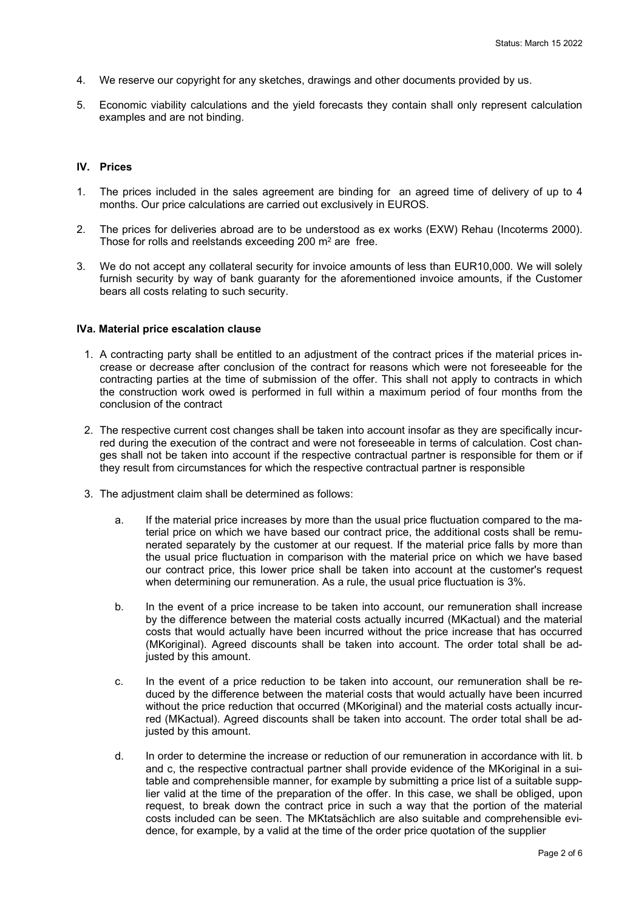4. We reserve our copyright for any sketches, drawings and other documents provided by us.

5. Economic viability calculations and the yield forecasts they contain shall only represent calculation examples and are not binding.

## IV. Prices

1. The prices included in the sales agreement are binding for an agreed time of delivery of up to 4 months. Our price calculations are carried out exclusively in EUROS.

2. The prices for deliveries abroad are to be understood as ex works (EXW) Rehau (Incoterms 2000). Those for rolls and reelstands exceeding 200 m$^2$ are free.

3. We do not accept any collateral security for invoice amounts of less than EUR10,000. We will solely furnish security by way of bank guaranty for the aforementioned invoice amounts, if the Customer bears all costs relating to such security.

## IVa. Material price escalation clause

1. A contracting party shall be entitled to an adjustment of the contract prices if the material prices increase or decrease after conclusion of the contract for reasons which were not foreseeable for the contracting parties at the time of submission of the offer. This shall not apply to contracts in which the construction work owed is performed in full within a maximum period of four months from the conclusion of the contract

2. The respective current cost changes shall be taken into account insofar as they are specifically incurred during the execution of the contract and were not foreseeable in terms of calculation. Cost changes shall not be taken into account if the respective contractual partner is responsible for them or if they result from circumstances for which the respective contractual partner is responsible

3. The adjustment claim shall be determined as follows:

   a. If the material price increases by more than the usual price fluctuation compared to the material price on which we have based our contract price, the additional costs shall be remunerated separately by the customer at our request. If the material price falls by more than the usual price fluctuation in comparison with the material price on which we have based our contract price, this lower price shall be taken into account at the customer's request when determining our remuneration. As a rule, the usual price fluctuation is 3%.

   b. In the event of a price increase to be taken into account, our remuneration shall increase by the difference between the material costs actually incurred (MKactual) and the material costs that would actually have been incurred without the price increase that has occurred (MKoriginal). Agreed discounts shall be taken into account. The order total shall be adjusted by this amount.

   c. In the event of a price reduction to be taken into account, our remuneration shall be reduced by the difference between the material costs that would actually have been incurred without the price reduction that occurred (MKoriginal) and the material costs actually incurred (MKactual). Agreed discounts shall be taken into account. The order total shall be adjusted by this amount.

   d. In order to determine the increase or reduction of our remuneration in accordance with lit. b and c, the respective contractual partner shall provide evidence of the MKoriginal in a suitable and comprehensible manner, for example by submitting a price list of a suitable supplier valid at the time of the preparation of the offer. In this case, we shall be obliged, upon request, to break down the contract price in such a way that the portion of the material costs included can be seen. The MKtatsächlich are also suitable and comprehensible evidence, for example, by a valid at the time of the order price quotation of the supplier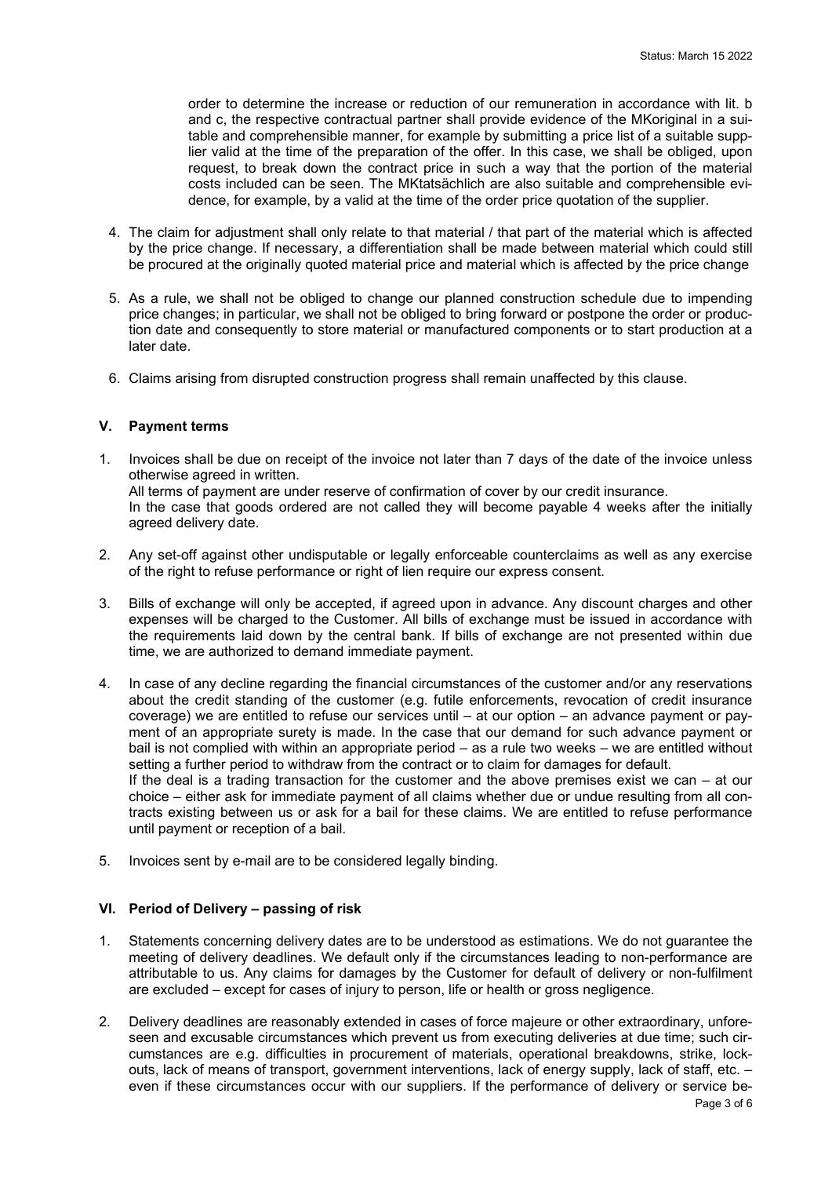order to determine the increase or reduction of our remuneration in accordance with lit. b and c, the respective contractual partner shall provide evidence of the MKoriginal in a suitable and comprehensible manner, for example by submitting a price list of a suitable supplier valid at the time of the preparation of the offer. In this case, we shall be obliged, upon request, to break down the contract price in such a way that the portion of the material costs included can be seen. The MKtatsächlich are also suitable and comprehensible evidence, for example, by a valid at the time of the order price quotation of the supplier.

4. The claim for adjustment shall only relate to that material / that part of the material which is affected by the price change. If necessary, a differentiation shall be made between material which could still be procured at the originally quoted material price and material which is affected by the price change

5. As a rule, we shall not be obliged to change our planned construction schedule due to impending price changes; in particular, we shall not be obliged to bring forward or postpone the order or production date and consequently to store material or manufactured components or to start production at a later date.

6. Claims arising from disrupted construction progress shall remain unaffected by this clause.

## V. Payment terms

1. Invoices shall be due on receipt of the invoice not later than 7 days of the date of the invoice unless otherwise agreed in written.
   All terms of payment are under reserve of confirmation of cover by our credit insurance.
   In the case that goods ordered are not called they will become payable 4 weeks after the initially agreed delivery date.

2. Any set-off against other undisputable or legally enforceable counterclaims as well as any exercise of the right to refuse performance or right of lien require our express consent.

3. Bills of exchange will only be accepted, if agreed upon in advance. Any discount charges and other expenses will be charged to the Customer. All bills of exchange must be issued in accordance with the requirements laid down by the central bank. If bills of exchange are not presented within due time, we are authorized to demand immediate payment.

4. In case of any decline regarding the financial circumstances of the customer and/or any reservations about the credit standing of the customer (e.g. futile enforcements, revocation of credit insurance coverage) we are entitled to refuse our services until – at our option – an advance payment or payment of an appropriate surety is made. In the case that our demand for such advance payment or bail is not complied with within an appropriate period – as a rule two weeks – we are entitled without setting a further period to withdraw from the contract or to claim for damages for default.
   If the deal is a trading transaction for the customer and the above premises exist we can – at our choice – either ask for immediate payment of all claims whether due or undue resulting from all contracts existing between us or ask for a bail for these claims. We are entitled to refuse performance until payment or reception of a bail.

5. Invoices sent by e-mail are to be considered legally binding.

## VI. Period of Delivery – passing of risk

1. Statements concerning delivery dates are to be understood as estimations. We do not guarantee the meeting of delivery deadlines. We default only if the circumstances leading to non-performance are attributable to us. Any claims for damages by the Customer for default of delivery or non-fulfilment are excluded – except for cases of injury to person, life or health or gross negligence.

2. Delivery deadlines are reasonably extended in cases of force majeure or other extraordinary, unforeseen and excusable circumstances which prevent us from executing deliveries at due time; such circumstances are e.g. difficulties in procurement of materials, operational breakdowns, strike, lockouts, lack of means of transport, government interventions, lack of energy supply, lack of staff, etc. – even if these circumstances occur with our suppliers. If the performance of delivery or service be-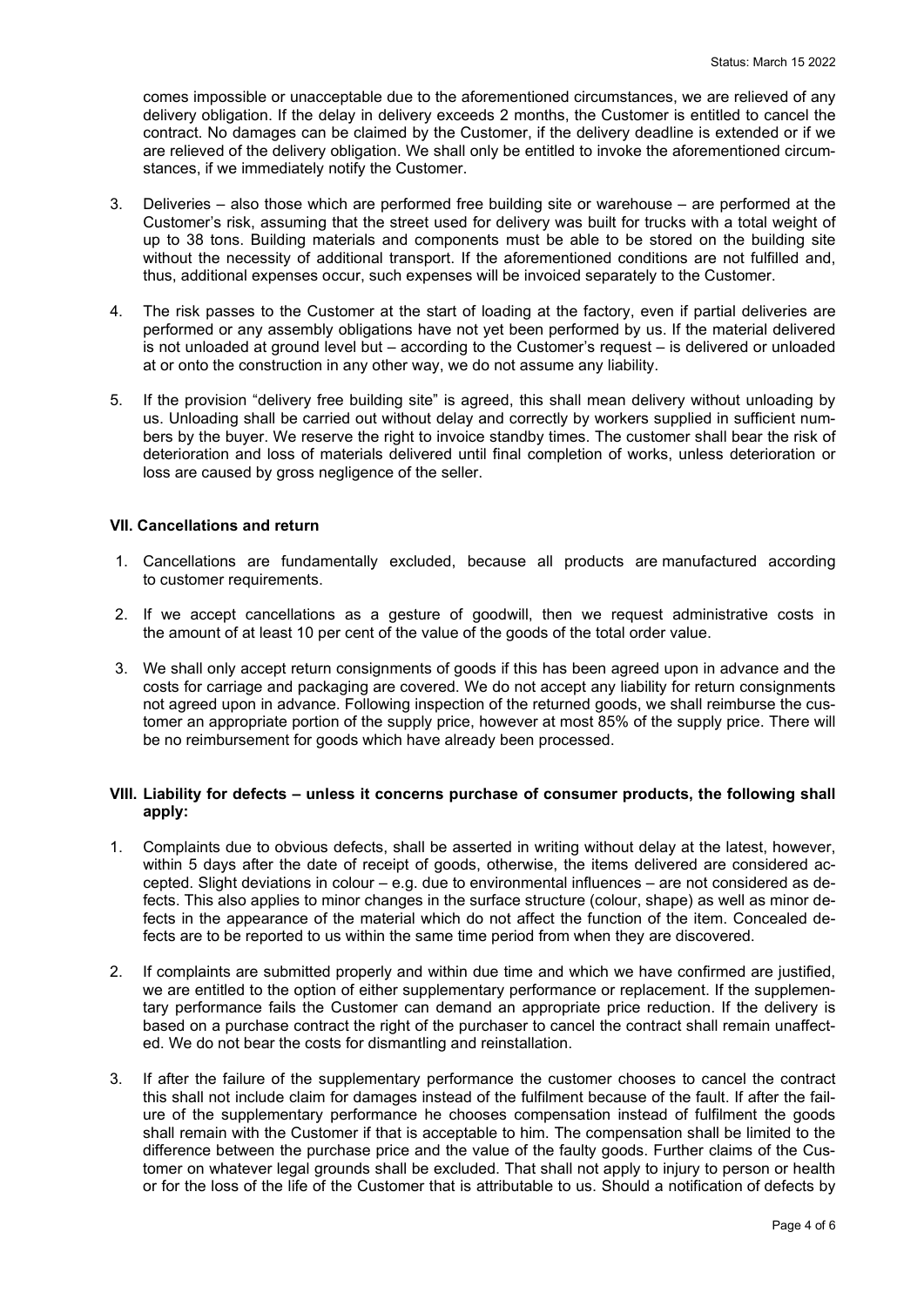comes impossible or unacceptable due to the aforementioned circumstances, we are relieved of any delivery obligation. If the delay in delivery exceeds 2 months, the Customer is entitled to cancel the contract. No damages can be claimed by the Customer, if the delivery deadline is extended or if we are relieved of the delivery obligation. We shall only be entitled to invoke the aforementioned circumstances, if we immediately notify the Customer.

3. Deliveries – also those which are performed free building site or warehouse – are performed at the Customer's risk, assuming that the street used for delivery was built for trucks with a total weight of up to 38 tons. Building materials and components must be able to be stored on the building site without the necessity of additional transport. If the aforementioned conditions are not fulfilled and, thus, additional expenses occur, such expenses will be invoiced separately to the Customer.

4. The risk passes to the Customer at the start of loading at the factory, even if partial deliveries are performed or any assembly obligations have not yet been performed by us. If the material delivered is not unloaded at ground level but – according to the Customer's request – is delivered or unloaded at or onto the construction in any other way, we do not assume any liability.

5. If the provision "delivery free building site" is agreed, this shall mean delivery without unloading by us. Unloading shall be carried out without delay and correctly by workers supplied in sufficient numbers by the buyer. We reserve the right to invoice standby times. The customer shall bear the risk of deterioration and loss of materials delivered until final completion of works, unless deterioration or loss are caused by gross negligence of the seller.

### VII. Cancellations and return

1. Cancellations are fundamentally excluded, because all products are manufactured according to customer requirements.

2. If we accept cancellations as a gesture of goodwill, then we request administrative costs in the amount of at least 10 per cent of the value of the goods of the total order value.

3. We shall only accept return consignments of goods if this has been agreed upon in advance and the costs for carriage and packaging are covered. We do not accept any liability for return consignments not agreed upon in advance. Following inspection of the returned goods, we shall reimburse the customer an appropriate portion of the supply price, however at most 85% of the supply price. There will be no reimbursement for goods which have already been processed.

### VIII. Liability for defects – unless it concerns purchase of consumer products, the following shall apply:

1. Complaints due to obvious defects, shall be asserted in writing without delay at the latest, however, within 5 days after the date of receipt of goods, otherwise, the items delivered are considered accepted. Slight deviations in colour – e.g. due to environmental influences – are not considered as defects. This also applies to minor changes in the surface structure (colour, shape) as well as minor defects in the appearance of the material which do not affect the function of the item. Concealed defects are to be reported to us within the same time period from when they are discovered.

2. If complaints are submitted properly and within due time and which we have confirmed are justified, we are entitled to the option of either supplementary performance or replacement. If the supplementary performance fails the Customer can demand an appropriate price reduction. If the delivery is based on a purchase contract the right of the purchaser to cancel the contract shall remain unaffected. We do not bear the costs for dismantling and reinstallation.

3. If after the failure of the supplementary performance the customer chooses to cancel the contract this shall not include claim for damages instead of the fulfilment because of the fault. If after the failure of the supplementary performance he chooses compensation instead of fulfilment the goods shall remain with the Customer if that is acceptable to him. The compensation shall be limited to the difference between the purchase price and the value of the faulty goods. Further claims of the Customer on whatever legal grounds shall be excluded. That shall not apply to injury to person or health or for the loss of the life of the Customer that is attributable to us. Should a notification of defects by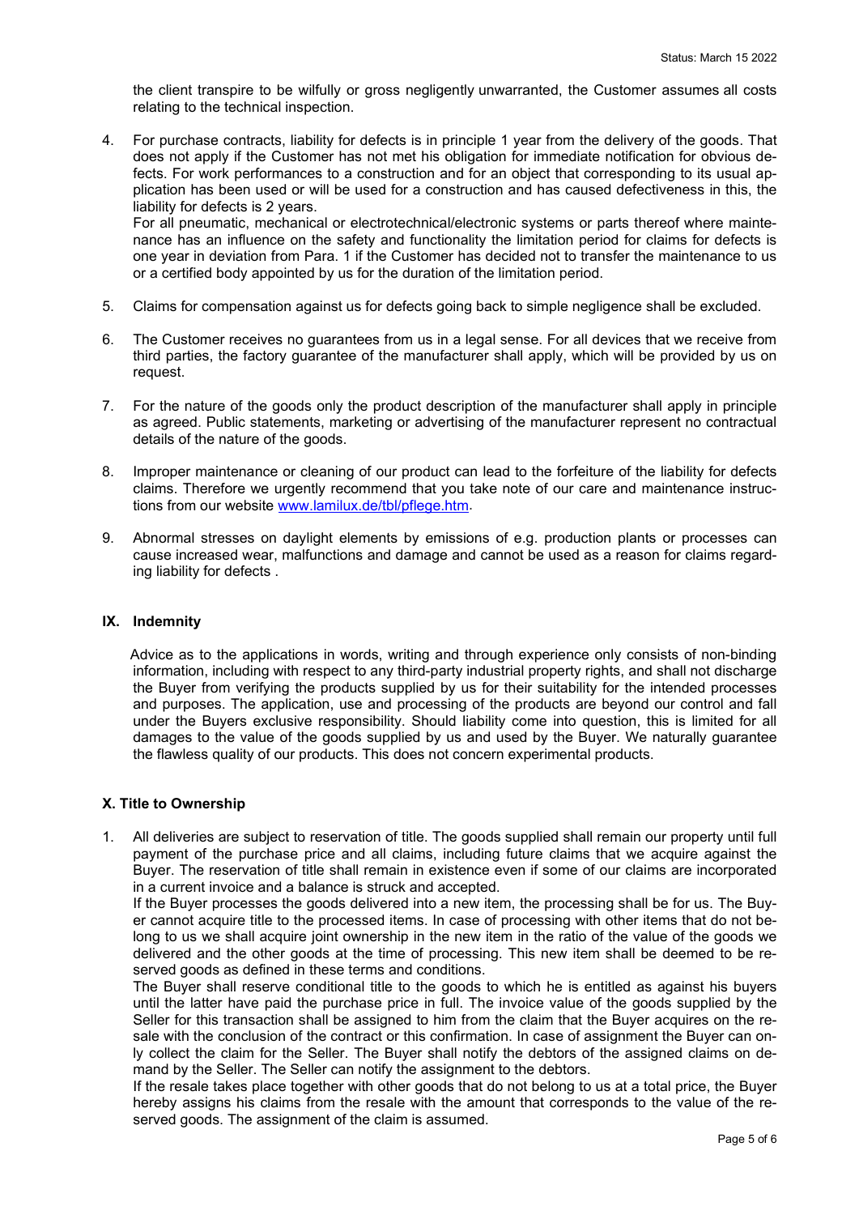the client transpire to be wilfully or gross negligently unwarranted, the Customer assumes all costs relating to the technical inspection.

4. For purchase contracts, liability for defects is in principle 1 year from the delivery of the goods. That does not apply if the Customer has not met his obligation for immediate notification for obvious defects. For work performances to a construction and for an object that corresponding to its usual application has been used or will be used for a construction and has caused defectiveness in this, the liability for defects is 2 years.
   For all pneumatic, mechanical or electrotechnical/electronic systems or parts thereof where maintenance has an influence on the safety and functionality the limitation period for claims for defects is one year in deviation from Para. 1 if the Customer has decided not to transfer the maintenance to us or a certified body appointed by us for the duration of the limitation period.

5. Claims for compensation against us for defects going back to simple negligence shall be excluded.

6. The Customer receives no guarantees from us in a legal sense. For all devices that we receive from third parties, the factory guarantee of the manufacturer shall apply, which will be provided by us on request.

7. For the nature of the goods only the product description of the manufacturer shall apply in principle as agreed. Public statements, marketing or advertising of the manufacturer represent no contractual details of the nature of the goods.

8. Improper maintenance or cleaning of our product can lead to the forfeiture of the liability for defects claims. Therefore we urgently recommend that you take note of our care and maintenance instructions from our website www.lamilux.de/tbl/pflege.htm.

9. Abnormal stresses on daylight elements by emissions of e.g. production plants or processes can cause increased wear, malfunctions and damage and cannot be used as a reason for claims regarding liability for defects .

## IX. Indemnity

Advice as to the applications in words, writing and through experience only consists of non-binding information, including with respect to any third-party industrial property rights, and shall not discharge the Buyer from verifying the products supplied by us for their suitability for the intended processes and purposes. The application, use and processing of the products are beyond our control and fall under the Buyers exclusive responsibility. Should liability come into question, this is limited for all damages to the value of the goods supplied by us and used by the Buyer. We naturally guarantee the flawless quality of our products. This does not concern experimental products.

## X. Title to Ownership

1. All deliveries are subject to reservation of title. The goods supplied shall remain our property until full payment of the purchase price and all claims, including future claims that we acquire against the Buyer. The reservation of title shall remain in existence even if some of our claims are incorporated in a current invoice and a balance is struck and accepted.
   If the Buyer processes the goods delivered into a new item, the processing shall be for us. The Buyer cannot acquire title to the processed items. In case of processing with other items that do not belong to us we shall acquire joint ownership in the new item in the ratio of the value of the goods we delivered and the other goods at the time of processing. This new item shall be deemed to be reserved goods as defined in these terms and conditions.
   The Buyer shall reserve conditional title to the goods to which he is entitled as against his buyers until the latter have paid the purchase price in full. The invoice value of the goods supplied by the Seller for this transaction shall be assigned to him from the claim that the Buyer acquires on the resale with the conclusion of the contract or this confirmation. In case of assignment the Buyer can only collect the claim for the Seller. The Buyer shall notify the debtors of the assigned claims on demand by the Seller. The Seller can notify the assignment to the debtors.
   If the resale takes place together with other goods that do not belong to us at a total price, the Buyer hereby assigns his claims from the resale with the amount that corresponds to the value of the reserved goods. The assignment of the claim is assumed.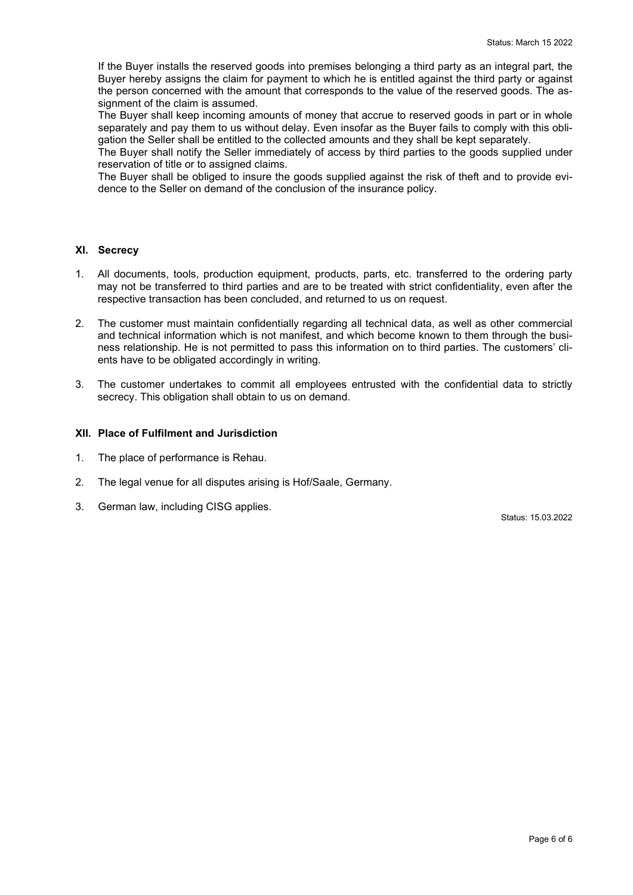If the Buyer installs the reserved goods into premises belonging a third party as an integral part, the Buyer hereby assigns the claim for payment to which he is entitled against the third party or against the person concerned with the amount that corresponds to the value of the reserved goods. The assignment of the claim is assumed.

The Buyer shall keep incoming amounts of money that accrue to reserved goods in part or in whole separately and pay them to us without delay. Even insofar as the Buyer fails to comply with this obligation the Seller shall be entitled to the collected amounts and they shall be kept separately.

The Buyer shall notify the Seller immediately of access by third parties to the goods supplied under reservation of title or to assigned claims.

The Buyer shall be obliged to insure the goods supplied against the risk of theft and to provide evidence to the Seller on demand of the conclusion of the insurance policy.

## XI. Secrecy

1. All documents, tools, production equipment, products, parts, etc. transferred to the ordering party may not be transferred to third parties and are to be treated with strict confidentiality, even after the respective transaction has been concluded, and returned to us on request.

2. The customer must maintain confidentially regarding all technical data, as well as other commercial and technical information which is not manifest, and which become known to them through the business relationship. He is not permitted to pass this information on to third parties. The customers' clients have to be obligated accordingly in writing.

3. The customer undertakes to commit all employees entrusted with the confidential data to strictly secrecy. This obligation shall obtain to us on demand.

## XII. Place of Fulfilment and Jurisdiction

1. The place of performance is Rehau.

2. The legal venue for all disputes arising is Hof/Saale, Germany.

3. German law, including CISG applies.

Status: 15.03.2022